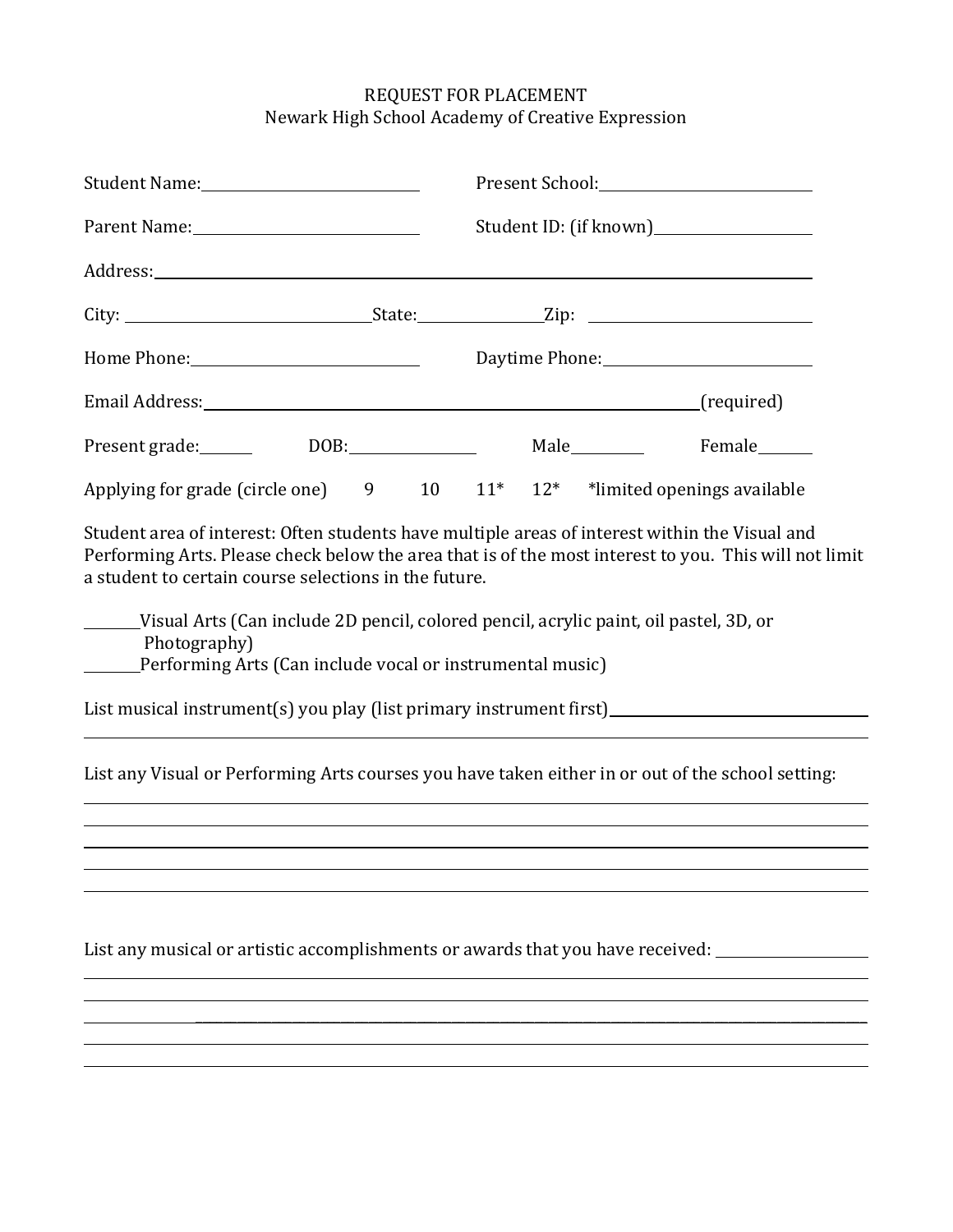# REQUEST FOR PLACEMENT

## Newark High School Academy of Creative Expression

Student Name:\_\_\_\_\_\_\_\_\_\_\_\_\_\_\_\_\_\_\_\_\_\_\_\_ Present School:\_\_\_\_\_\_\_\_\_\_\_\_\_\_\_\_\_\_\_\_\_\_\_\_

Parent Name:\_\_\_\_\_\_\_\_\_\_\_\_\_\_\_\_\_\_\_\_\_\_\_\_ Student ID: (if known)\_\_\_\_\_\_\_\_\_\_\_\_\_\_\_\_\_\_

Address:\_\_\_\_\_\_\_\_\_\_\_\_\_\_\_\_\_\_\_\_\_\_\_\_\_\_\_\_\_\_\_\_\_\_\_\_\_\_\_\_\_\_\_\_\_\_\_\_\_\_\_\_\_\_\_\_\_\_\_\_\_\_\_\_

City: \_\_\_\_\_\_\_\_\_\_\_\_\_\_\_\_\_\_\_\_\_\_\_\_State:\_\_\_\_\_\_\_\_\_\_\_\_Zip: \_\_\_\_\_\_\_\_\_\_\_\_\_\_\_\_\_\_\_\_\_\_

Home Phone:\_\_\_\_\_\_\_\_\_\_\_\_\_\_\_\_\_\_\_\_\_\_\_\_ Daytime Phone:\_\_\_\_\_\_\_\_\_\_\_\_\_\_\_\_\_\_\_\_\_\_\_\_

Email Address:\_\_\_\_\_\_\_\_\_\_\_\_\_\_\_\_\_\_\_\_\_\_\_\_\_\_\_\_\_\_\_\_\_\_\_\_\_\_\_\_\_\_\_\_\_\_\_\_\_\_(required)

Present grade:\_\_\_\_\_\_ DOB:\_\_\_\_\_\_\_\_\_\_\_\_\_\_ Male\_\_\_\_\_\_\_\_ Female\_\_\_\_\_\_

Applying for grade (circle one) 9 10 11* 12* *limited openings available

Student area of interest: Often students have multiple areas of interest within the Visual and Performing Arts. Please check below the area that is of the most interest to you. This will not limit a student to certain course selections in the future.

\_\_\_\_\_\_\_Visual Arts (Can include 2D pencil, colored pencil, acrylic paint, oil pastel, 3D, or Photography)

\_\_\_\_\_\_\_Performing Arts (Can include vocal or instrumental music)

List musical instrument(s) you play (list primary instrument first)\_\_\_\_\_\_\_\_\_\_\_\_\_\_\_\_\_\_\_\_\_\_\_\_\_\_\_\_

\_\_\_\_\_\_\_\_\_\_\_\_\_\_\_\_\_\_\_\_\_\_\_\_\_\_\_\_\_\_\_\_\_\_\_\_\_\_\_\_\_\_\_\_\_\_\_\_\_\_\_\_\_\_\_\_\_\_\_\_\_\_\_\_\_\_\_\_\_\_\_\_\_\_

List any Visual or Performing Arts courses you have taken either in or out of the school setting:

\_\_\_\_\_\_\_\_\_\_\_\_\_\_\_\_\_\_\_\_\_\_\_\_\_\_\_\_\_\_\_\_\_\_\_\_\_\_\_\_\_\_\_\_\_\_\_\_\_\_\_\_\_\_\_\_\_\_\_\_\_\_\_\_\_\_\_\_\_\_\_\_\_\_

\_\_\_\_\_\_\_\_\_\_\_\_\_\_\_\_\_\_\_\_\_\_\_\_\_\_\_\_\_\_\_\_\_\_\_\_\_\_\_\_\_\_\_\_\_\_\_\_\_\_\_\_\_\_\_\_\_\_\_\_\_\_\_\_\_\_\_\_\_\_\_\_\_\_

\_\_\_\_\_\_\_\_\_\_\_\_\_\_\_\_\_\_\_\_\_\_\_\_\_\_\_\_\_\_\_\_\_\_\_\_\_\_\_\_\_\_\_\_\_\_\_\_\_\_\_\_\_\_\_\_\_\_\_\_\_\_\_\_\_\_\_\_\_\_\_\_\_\_

\_\_\_\_\_\_\_\_\_\_\_\_\_\_\_\_\_\_\_\_\_\_\_\_\_\_\_\_\_\_\_\_\_\_\_\_\_\_\_\_\_\_\_\_\_\_\_\_\_\_\_\_\_\_\_\_\_\_\_\_\_\_\_\_\_\_\_\_\_\_\_\_\_\_

\_\_\_\_\_\_\_\_\_\_\_\_\_\_\_\_\_\_\_\_\_\_\_\_\_\_\_\_\_\_\_\_\_\_\_\_\_\_\_\_\_\_\_\_\_\_\_\_\_\_\_\_\_\_\_\_\_\_\_\_\_\_\_\_\_\_\_\_\_\_\_\_\_\_

List any musical or artistic accomplishments or awards that you have received: \_\_\_\_\_\_\_\_\_\_\_\_\_\_\_\_

\_\_\_\_\_\_\_\_\_\_\_\_\_\_\_\_\_\_\_\_\_\_\_\_\_\_\_\_\_\_\_\_\_\_\_\_\_\_\_\_\_\_\_\_\_\_\_\_\_\_\_\_\_\_\_\_\_\_\_\_\_\_\_\_\_\_\_\_\_\_\_\_\_\_

\_\_\_\_\_\_\_\_\_\_\_\_\_\_\_\_\_\_\_\_\_\_\_\_\_\_\_\_\_\_\_\_\_\_\_\_\_\_\_\_\_\_\_\_\_\_\_\_\_\_\_\_\_\_\_\_\_\_\_\_\_\_\_\_\_\_\_\_\_\_\_\_\_\_

\_\_\_\_\_\_\_\_\_\_\_\_\_\_\_\_\_\_\_\_\_\_\_\_\_\_\_\_\_\_\_\_\_\_\_\_\_\_\_\_\_\_\_\_\_\_\_\_\_\_\_\_\_\_\_\_\_\_\_\_\_\_\_\_\_\_\_\_\_\_\_\_\_\_

\_\_\_\_\_\_\_\_\_\_\_\_\_\_\_\_\_\_\_\_\_\_\_\_\_\_\_\_\_\_\_\_\_\_\_\_\_\_\_\_\_\_\_\_\_\_\_\_\_\_\_\_\_\_\_\_\_\_\_\_\_\_\_\_\_\_\_\_\_\_\_\_\_\_

\_\_\_\_\_\_\_\_\_\_\_\_\_\_\_\_\_\_\_\_\_\_\_\_\_\_\_\_\_\_\_\_\_\_\_\_\_\_\_\_\_\_\_\_\_\_\_\_\_\_\_\_\_\_\_\_\_\_\_\_\_\_\_\_\_\_\_\_\_\_\_\_\_\_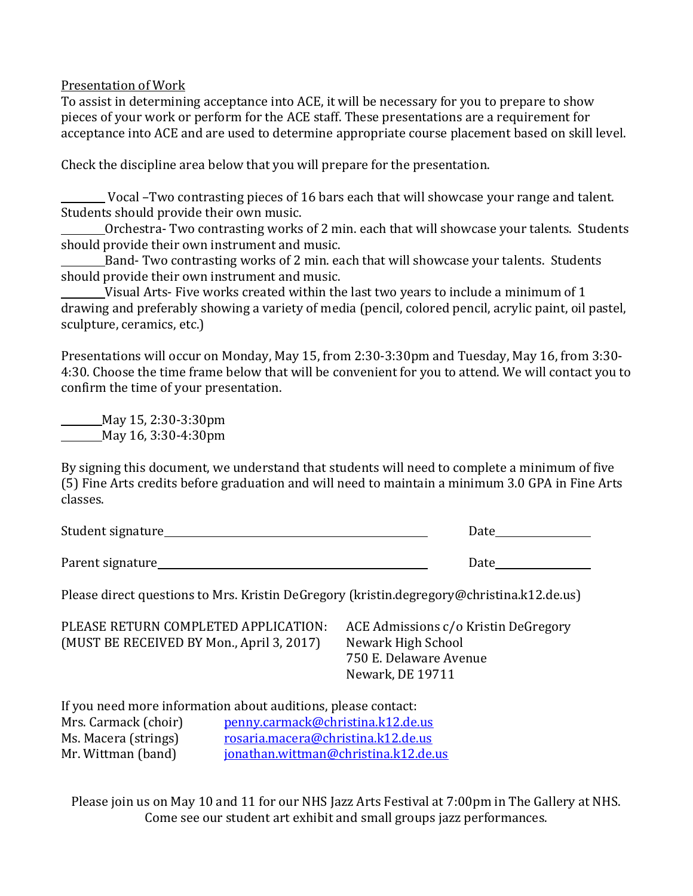Presentation of Work

To assist in determining acceptance into ACE, it will be necessary for you to prepare to show pieces of your work or perform for the ACE staff. These presentations are a requirement for acceptance into ACE and are used to determine appropriate course placement based on skill level.

Check the discipline area below that you will prepare for the presentation.

\_\_\_\_\_\_\_\_ Vocal –Two contrasting pieces of 16 bars each that will showcase your range and talent. Students should provide their own music.

\_\_\_\_\_\_\_\_ Orchestra- Two contrasting works of 2 min. each that will showcase your talents. Students should provide their own instrument and music.

\_\_\_\_\_\_\_\_ Band- Two contrasting works of 2 min. each that will showcase your talents. Students should provide their own instrument and music.

\_\_\_\_\_\_\_\_ Visual Arts- Five works created within the last two years to include a minimum of 1 drawing and preferably showing a variety of media (pencil, colored pencil, acrylic paint, oil pastel, sculpture, ceramics, etc.)

Presentations will occur on Monday, May 15, from 2:30-3:30pm and Tuesday, May 16, from 3:30-4:30. Choose the time frame below that will be convenient for you to attend. We will contact you to confirm the time of your presentation.

\_\_\_\_\_\_\_\_ May 15, 2:30-3:30pm

\_\_\_\_\_\_\_\_ May 16, 3:30-4:30pm

By signing this document, we understand that students will need to complete a minimum of five (5) Fine Arts credits before graduation and will need to maintain a minimum 3.0 GPA in Fine Arts classes.

Student signature\_\_\_\_\_\_\_\_\_\_\_\_\_\_\_\_\_\_\_\_\_\_\_\_\_\_\_\_\_\_\_\_\_\_\_\_\_\_ Date\_\_\_\_\_\_\_\_\_\_\_\_\_\_

Parent signature\_\_\_\_\_\_\_\_\_\_\_\_\_\_\_\_\_\_\_\_\_\_\_\_\_\_\_\_\_\_\_\_\_\_\_\_\_\_\_ Date\_\_\_\_\_\_\_\_\_\_\_\_\_\_

Please direct questions to Mrs. Kristin DeGregory (kristin.degregory@christina.k12.de.us)

PLEASE RETURN COMPLETED APPLICATION:
(MUST BE RECEIVED BY Mon., April 3, 2017)

ACE Admissions c/o Kristin DeGregory
Newark High School
750 E. Delaware Avenue
Newark, DE 19711

If you need more information about auditions, please contact:

Mrs. Carmack (choir) penny.carmack@christina.k12.de.us
Ms. Macera (strings) rosaria.macera@christina.k12.de.us
Mr. Wittman (band) jonathan.wittman@christina.k12.de.us

Please join us on May 10 and 11 for our NHS Jazz Arts Festival at 7:00pm in The Gallery at NHS. Come see our student art exhibit and small groups jazz performances.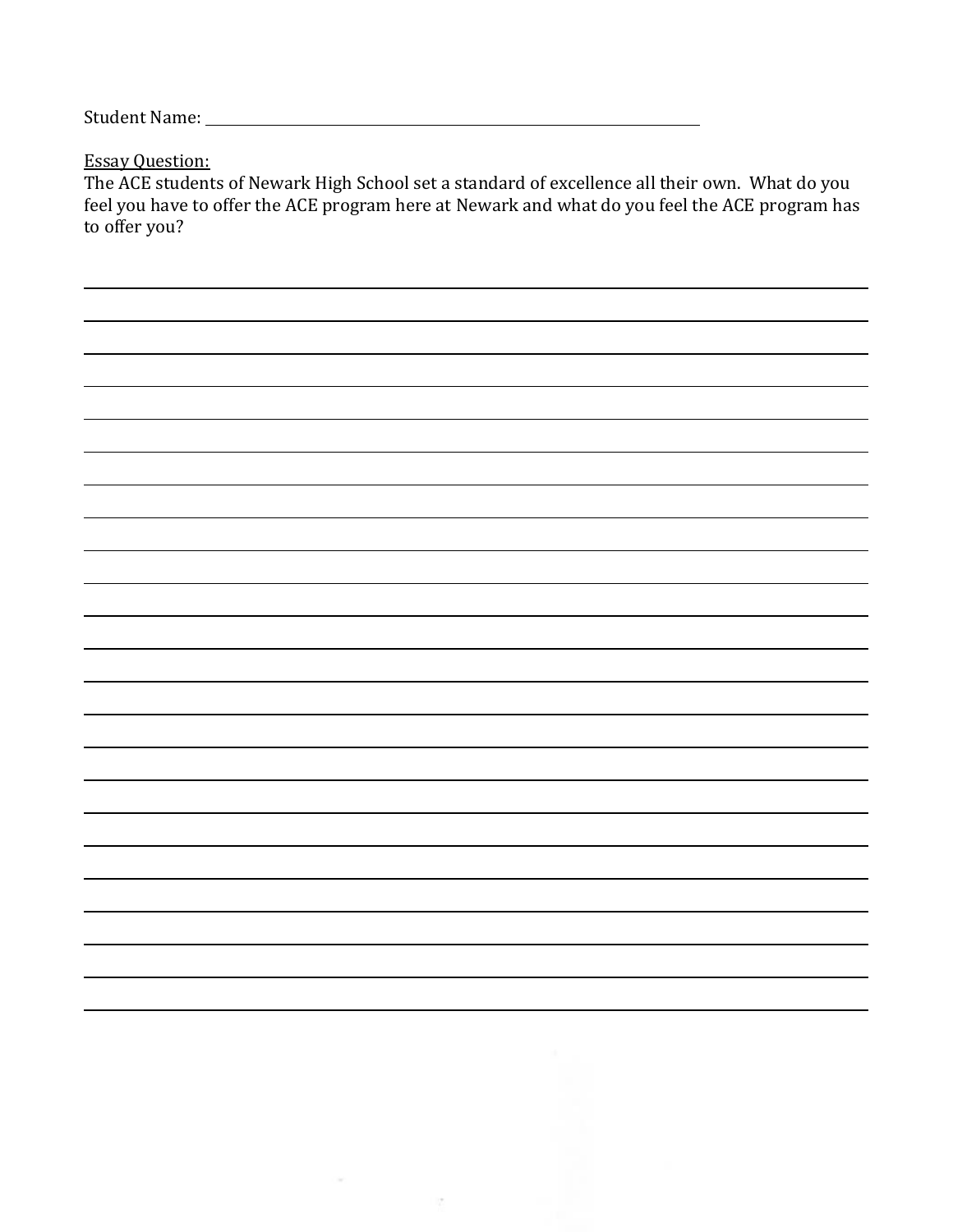Student Name: ____________________________________________

<u>Essay Question:</u>
The ACE students of Newark High School set a standard of excellence all their own. What do you feel you have to offer the ACE program here at Newark and what do you feel the ACE program has to offer you?

______________________________________________________________________________

______________________________________________________________________________

______________________________________________________________________________

______________________________________________________________________________

______________________________________________________________________________

______________________________________________________________________________

______________________________________________________________________________

______________________________________________________________________________

______________________________________________________________________________

______________________________________________________________________________

______________________________________________________________________________

______________________________________________________________________________

______________________________________________________________________________

______________________________________________________________________________

______________________________________________________________________________

______________________________________________________________________________

______________________________________________________________________________

______________________________________________________________________________

______________________________________________________________________________

______________________________________________________________________________

______________________________________________________________________________

______________________________________________________________________________